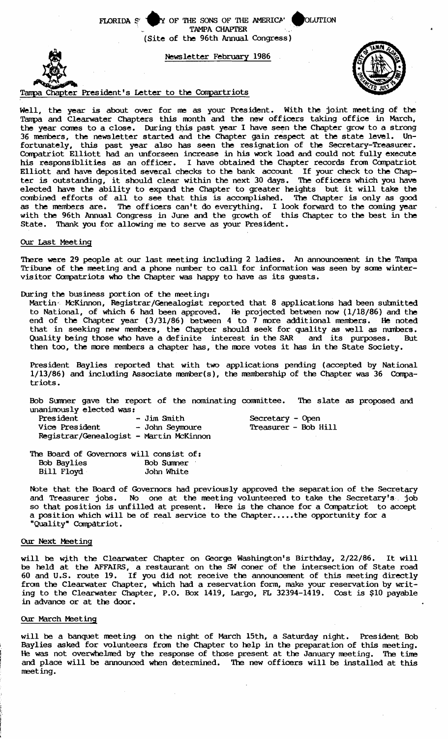FLORIDA S Y OF THE SONS OF THE AMERICA OLUTION
TAMPA CHAPTER
(Site of the 96th Annual Congress)

Newsletter February 1986

## Tampa Chapter President's Letter to the Compartriots

Well, the year is about over for me as your President. With the joint meeting of the Tampa and Clearwater Chapters this month and the new officers taking office in March, the year comes to a close. During this past year I have seen the Chapter grow to a strong 36 members, the newsletter started and the Chapter gain respect at the state level. Unfortunately, this past year also has seen the resignation of the Secretary-Treasurer. Compatriot Elliott had an unforseen increase in his work load and could not fully execute his responsiblities as an officer. I have obtained the Chapter records from Compatriot Elliott and have deposited several checks to the bank account If your check to the Chapter is outstanding, it should clear within the next 30 days. The officers which you have elected have the ability to expand the Chapter to greater heights but it will take the combined efforts of all to see that this is accomplished. The Chapter is only as good as the members are. The officers can't do everything. I look forward to the coming year with the 96th Annual Congress in June and the growth of this Chapter to the best in the State. Thank you for allowing me to serve as your President.

## Our Last Meeting

There were 29 people at our last meeting including 2 ladies. An announcement in the Tampa Tribune of the meeting and a phone number to call for information was seen by some winter-visitor Compatriots who the Chapter was happy to have as its guests.

During the business portion of the meeting:

Martin McKinnon, Registrar/Genealogist reported that 8 applications had been submitted to National, of which 6 had been approved. He projected between now (1/18/86) and the end of the Chapter year (3/31/86) between 4 to 7 more additional members. He noted that in seeking new members, the Chapter should seek for quality as well as numbers. Quality being those who have a definite interest in the SAR and its purposes. But then too, the more members a chapter has, the more votes it has in the State Society.

President Baylies reported that with two applications pending (accepted by National 1/13/86) and including Associate member(s), the membership of the Chapter was 36 Compatriots.

Bob Sumner gave the report of the nominating committee. The slate as proposed and unanimously elected was:

President - Jim Smith
Vice President - John Seymoure
Registrar/Genealogist - Martin McKinnon
Secretary - Open
Treasurer - Bob Hill

The Board of Governors will consist of:

Bob Baylies
Bob Sumner
Bill Floyd
John White

Note that the Board of Governors had previously approved the separation of the Secretary and Treasurer jobs. No one at the meeting volunteered to take the Secretary's job so that position is unfilled at present. Here is the chance for a Compatriot to accept a position which will be of real service to the Chapter.....the opportunity for a "Quality" Compatriot.

## Our Next Meeting

will be with the Clearwater Chapter on George Washington's Birthday, 2/22/86. It will be held at the AFFAIRS, a restaurant on the SW coner of the intersection of State road 60 and U.S. route 19. If you did not receive the announcement of this meeting directly from the Clearwater Chapter, which had a reservation form, make your reservation by writing to the Clearwater Chapter, P.O. Box 1419, Largo, FL 32394-1419. Cost is $10 payable in advance or at the door.

## Our March Meeting

will be a banquet meeting on the night of March 15th, a Saturday night. President Bob Baylies asked for volunteers from the Chapter to help in the preparation of this meeting. He was not overwhelmed by the response of those present at the January meeting. The time and place will be announced when determined. The new officers will be installed at this meeting.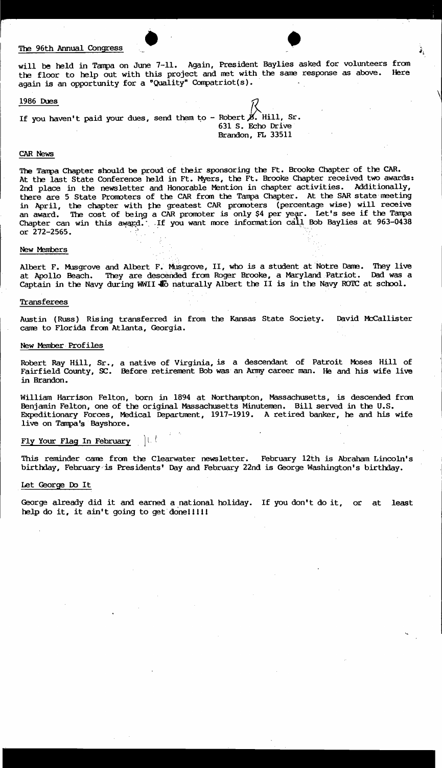## The 96th Annual Congress

will be held in Tampa on June 7-11. Again, President Baylies asked for volunteers from the floor to help out with this project and met with the same response as above. Here again is an opportunity for a "Quality" Compatriot(s).

## 1986 Dues

If you haven't paid your dues, send them to - Robert R. Hill, Sr.
631 S. Echo Drive
Brandon, FL 33511

## CAR News

The Tampa Chapter should be proud of their sponsoring the Ft. Brooke Chapter of the CAR. At the last State Conference held in Ft. Myers, the Ft. Brooke Chapter received two awards: 2nd place in the newsletter and Honorable Mention in chapter activities. Additionally, there are 5 State Promoters of the CAR from the Tampa Chapter. At the SAR state meeting in April, the chapter with the greatest CAR promoters (percentage wise) will receive an award. The cost of being a CAR promoter is only $4 per year. Let's see if the Tampa Chapter can win this award. If you want more information call Bob Baylies at 963-0438 or 272-2565.

## New Members

Albert F. Musgrove and Albert F. Musgrove, II, who is a student at Notre Dame. They live at Apollo Beach. They are descended from Roger Brooke, a Maryland Patriot. Dad was a Captain in the Navy during WWII so naturally Albert the II is in the Navy ROTC at school.

## Transferees

Austin (Russ) Rising transferred in from the Kansas State Society. David McCallister came to Florida from Atlanta, Georgia.

## New Member Profiles

Robert Ray Hill, Sr., a native of Virginia, is a descendant of Patroit Moses Hill of Fairfield County, SC. Before retirement Bob was an Army career man. He and his wife live in Brandon.

William Harrison Felton, born in 1894 at Northampton, Massachusetts, is descended from Benjamin Felton, one of the original Massachusetts Minutemen. Bill served in the U.S. Expeditionary Forces, Medical Department, 1917-1919. A retired banker, he and his wife live on Tampa's Bayshore.

## Fly Your Flag In February

This reminder came from the Clearwater newsletter. February 12th is Abraham Lincoln's birthday, February is Presidents' Day and February 22nd is George Washington's birthday.

## Let George Do It

George already did it and earned a national holiday. If you don't do it, or at least help do it, it ain't going to get done!!!!!